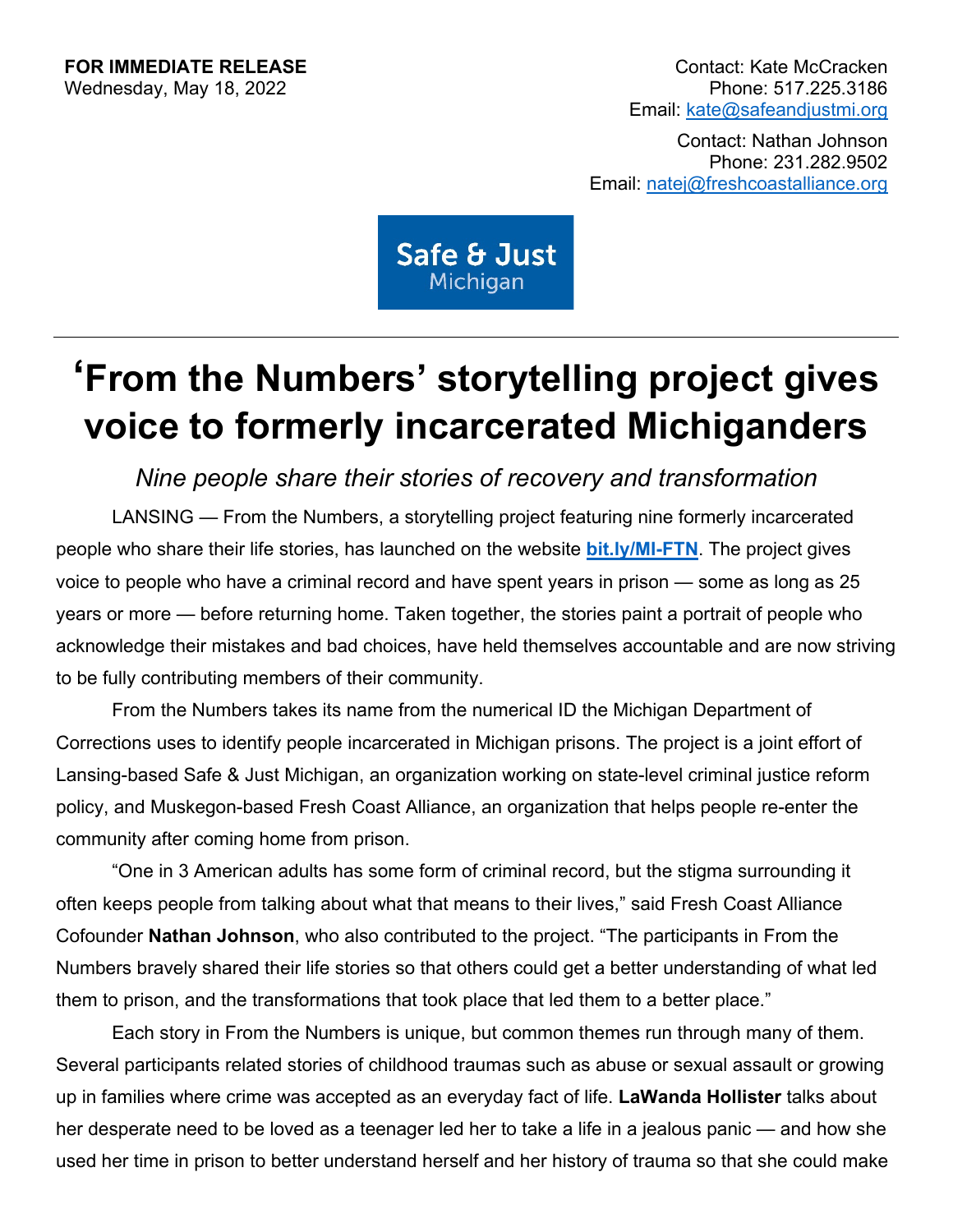**FOR IMMEDIATE RELEASE**
Wednesday, May 18, 2022

Contact: Kate McCracken
Phone: 517.225.3186
Email: kate@safeandjustmi.org

Contact: Nathan Johnson
Phone: 231.282.9502
Email: natej@freshcoastalliance.org

Safe & Just Michigan

---

# ‘From the Numbers’ storytelling project gives voice to formerly incarcerated Michiganders

*Nine people share their stories of recovery and transformation*

LANSING — From the Numbers, a storytelling project featuring nine formerly incarcerated people who share their life stories, has launched on the website **bit.ly/MI-FTN**. The project gives voice to people who have a criminal record and have spent years in prison — some as long as 25 years or more — before returning home. Taken together, the stories paint a portrait of people who acknowledge their mistakes and bad choices, have held themselves accountable and are now striving to be fully contributing members of their community.

From the Numbers takes its name from the numerical ID the Michigan Department of Corrections uses to identify people incarcerated in Michigan prisons. The project is a joint effort of Lansing-based Safe & Just Michigan, an organization working on state-level criminal justice reform policy, and Muskegon-based Fresh Coast Alliance, an organization that helps people re-enter the community after coming home from prison.

“One in 3 American adults has some form of criminal record, but the stigma surrounding it often keeps people from talking about what that means to their lives,” said Fresh Coast Alliance Cofounder **Nathan Johnson**, who also contributed to the project. “The participants in From the Numbers bravely shared their life stories so that others could get a better understanding of what led them to prison, and the transformations that took place that led them to a better place.”

Each story in From the Numbers is unique, but common themes run through many of them. Several participants related stories of childhood traumas such as abuse or sexual assault or growing up in families where crime was accepted as an everyday fact of life. **LaWanda Hollister** talks about her desperate need to be loved as a teenager led her to take a life in a jealous panic — and how she used her time in prison to better understand herself and her history of trauma so that she could make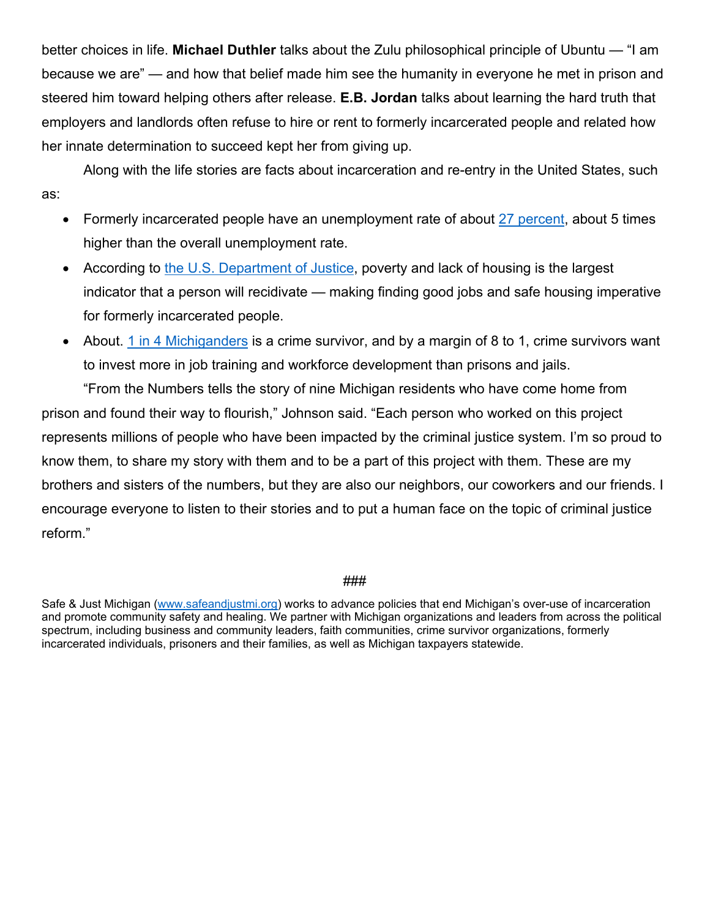better choices in life. **Michael Duthler** talks about the Zulu philosophical principle of Ubuntu — "I am because we are" — and how that belief made him see the humanity in everyone he met in prison and steered him toward helping others after release. **E.B. Jordan** talks about learning the hard truth that employers and landlords often refuse to hire or rent to formerly incarcerated people and related how her innate determination to succeed kept her from giving up.

Along with the life stories are facts about incarceration and re-entry in the United States, such as:

- Formerly incarcerated people have an unemployment rate of about 27 percent, about 5 times higher than the overall unemployment rate.
- According to the U.S. Department of Justice, poverty and lack of housing is the largest indicator that a person will recidivate — making finding good jobs and safe housing imperative for formerly incarcerated people.
- About. 1 in 4 Michiganders is a crime survivor, and by a margin of 8 to 1, crime survivors want to invest more in job training and workforce development than prisons and jails.

"From the Numbers tells the story of nine Michigan residents who have come home from prison and found their way to flourish," Johnson said. "Each person who worked on this project represents millions of people who have been impacted by the criminal justice system. I'm so proud to know them, to share my story with them and to be a part of this project with them. These are my brothers and sisters of the numbers, but they are also our neighbors, our coworkers and our friends. I encourage everyone to listen to their stories and to put a human face on the topic of criminal justice reform."

###

Safe & Just Michigan (www.safeandjustmi.org) works to advance policies that end Michigan's over-use of incarceration and promote community safety and healing. We partner with Michigan organizations and leaders from across the political spectrum, including business and community leaders, faith communities, crime survivor organizations, formerly incarcerated individuals, prisoners and their families, as well as Michigan taxpayers statewide.